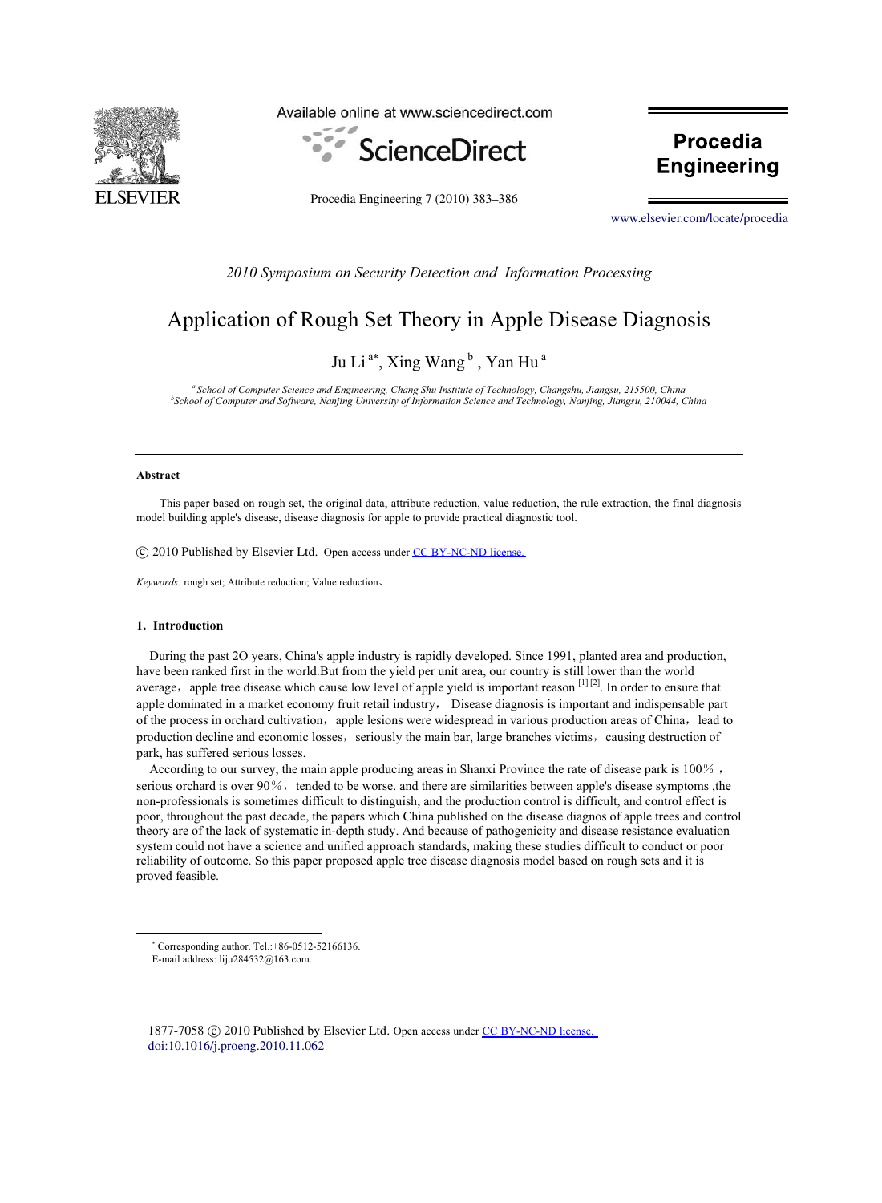2010 Symposium on Security Detection and Information Processing

# Application of Rough Set Theory in Apple Disease Diagnosis

Ju Li [a*], Xing Wang [b], Yan Hu [a]

[a] School of Computer Science and Engineering, Chang Shu Institute of Technology, Changshu, Jiangsu, 215500, China
[b] School of Computer and Software, Nanjing University of Information Science and Technology, Nanjing, Jiangsu, 210044, China

---

**Abstract**

This paper based on rough set, the original data, attribute reduction, value reduction, the rule extraction, the final diagnosis model building apple's disease, disease diagnosis for apple to provide practical diagnostic tool.

© 2010 Published by Elsevier Ltd. Open access under CC BY-NC-ND license.

*Keywords:* rough set; Attribute reduction; Value reduction、

---

## 1. Introduction

During the past 2O years, China's apple industry is rapidly developed. Since 1991, planted area and production, have been ranked first in the world.But from the yield per unit area, our country is still lower than the world average，apple tree disease which cause low level of apple yield is important reason [1][2]. In order to ensure that apple dominated in a market economy fruit retail industry， Disease diagnosis is important and indispensable part of the process in orchard cultivation，apple lesions were widespread in various production areas of China，lead to production decline and economic losses，seriously the main bar, large branches victims，causing destruction of park, has suffered serious losses.

According to our survey, the main apple producing areas in Shanxi Province the rate of disease park is 100％，serious orchard is over 90％，tended to be worse. and there are similarities between apple's disease symptoms ,the non-professionals is sometimes difficult to distinguish, and the production control is difficult, and control effect is poor, throughout the past decade, the papers which China published on the disease diagnos of apple trees and control theory are of the lack of systematic in-depth study. And because of pathogenicity and disease resistance evaluation system could not have a science and unified approach standards, making these studies difficult to conduct or poor reliability of outcome. So this paper proposed apple tree disease diagnosis model based on rough sets and it is proved feasible.

---

\* Corresponding author. Tel.:+86-0512-52166136.
E-mail address: liju284532@163.com.

1877-7058 © 2010 Published by Elsevier Ltd. Open access under CC BY-NC-ND license.
doi:10.1016/j.proeng.2010.11.062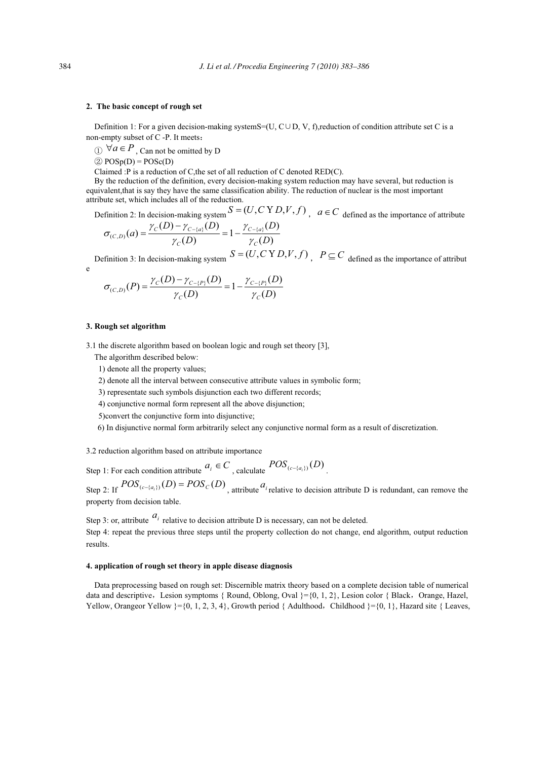### 2. The basic concept of rough set

Definition 1: For a given decision-making systemS=(U, C∪D, V, f),reduction of condition attribute set C is a non-empty subset of C -P. It meets：

① $\forall a \in P$ , Can not be omitted by D

② POSp(D) = POSc(D)

Claimed :P is a reduction of C,the set of all reduction of C denoted RED(C).

By the reduction of the definition, every decision-making system reduction may have several, but reduction is equivalent,that is say they have the same classification ability. The reduction of nuclear is the most important attribute set, which includes all of the reduction.

Definition 2: In decision-making system $S = (U, C \cup D, V, f)$ , $a \in C$ defined as the importance of attribute

$$\sigma_{(C,D)}(a) = \frac{\gamma_C(D) - \gamma_{C-\{a\}}(D)}{\gamma_C(D)} = 1 - \frac{\gamma_{C-\{a\}}(D)}{\gamma_C(D)}$$

Definition 3: In decision-making system $S = (U, C \cup D, V, f)$ , $P \subseteq C$ defined as the importance of attribut e

$$\sigma_{(C,D)}(P) = \frac{\gamma_C(D) - \gamma_{C-\{P\}}(D)}{\gamma_C(D)} = 1 - \frac{\gamma_{C-\{P\}}(D)}{\gamma_C(D)}$$

### 3. Rough set algorithm

3.1 the discrete algorithm based on boolean logic and rough set theory [3],

The algorithm described below:

1) denote all the property values;

2) denote all the interval between consecutive attribute values in symbolic form;

3) representate such symbols disjunction each two different records;

4) conjunctive normal form represent all the above disjunction;

5)convert the conjunctive form into disjunctive;

6) In disjunctive normal form arbitrarily select any conjunctive normal form as a result of discretization.

3.2 reduction algorithm based on attribute importance

Step 1: For each condition attribute $a_i \in C$ , calculate $POS_{(c-\{a_i\})}(D)$ .

Step 2: If $POS_{(c-\{a_i\})}(D) = POS_C(D)$ , attribute $a_i$ relative to decision attribute D is redundant, can remove the property from decision table.

Step 3: or, attribute $a_i$ relative to decision attribute D is necessary, can not be deleted.

Step 4: repeat the previous three steps until the property collection do not change, end algorithm, output reduction results.

### 4. application of rough set theory in apple disease diagnosis

Data preprocessing based on rough set: Discernible matrix theory based on a complete decision table of numerical data and descriptive，Lesion symptoms { Round, Oblong, Oval }={0, 1, 2}, Lesion color { Black，Orange, Hazel, Yellow, Orangeor Yellow }={0, 1, 2, 3, 4}, Growth period { Adulthood，Childhood }={0, 1}, Hazard site { Leaves,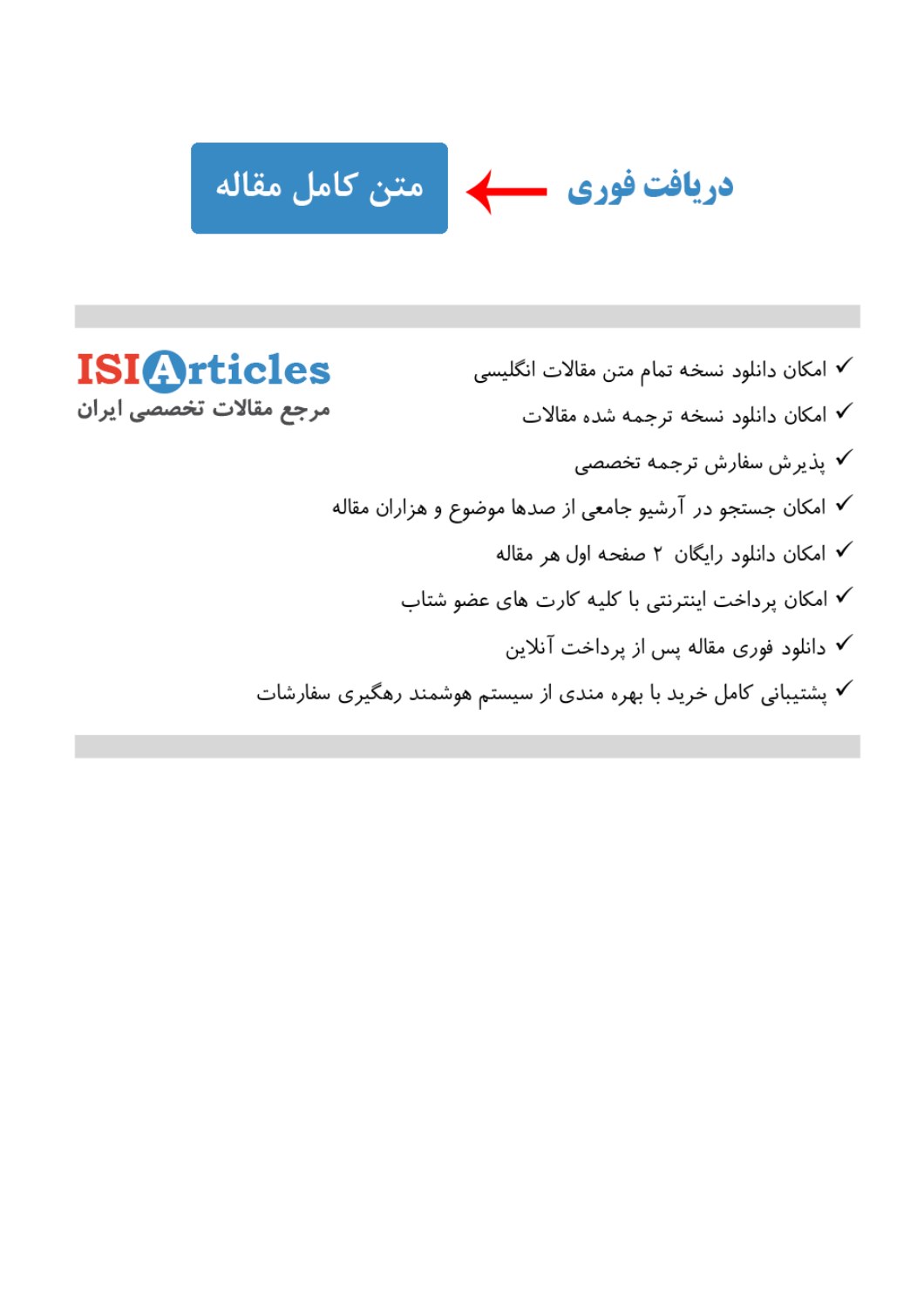دریافت فوری ← متن کامل مقاله

ISIArticles
مرجع مقالات تخصصی ایران

- ✓ امکان دانلود نسخه تمام متن مقالات انگلیسی
- ✓ امکان دانلود نسخه ترجمه شده مقالات
- ✓ پذیرش سفارش ترجمه تخصصی
- ✓ امکان جستجو در آرشیو جامعی از صدها موضوع و هزاران مقاله
- ✓ امکان دانلود رایگان ۲ صفحه اول هر مقاله
- ✓ امکان پرداخت اینترنتی با کلیه کارت های عضو شتاب
- ✓ دانلود فوری مقاله پس از پرداخت آنلاین
- ✓ پشتیبانی کامل خرید با بهره مندی از سیستم هوشمند رهگیری سفارشات